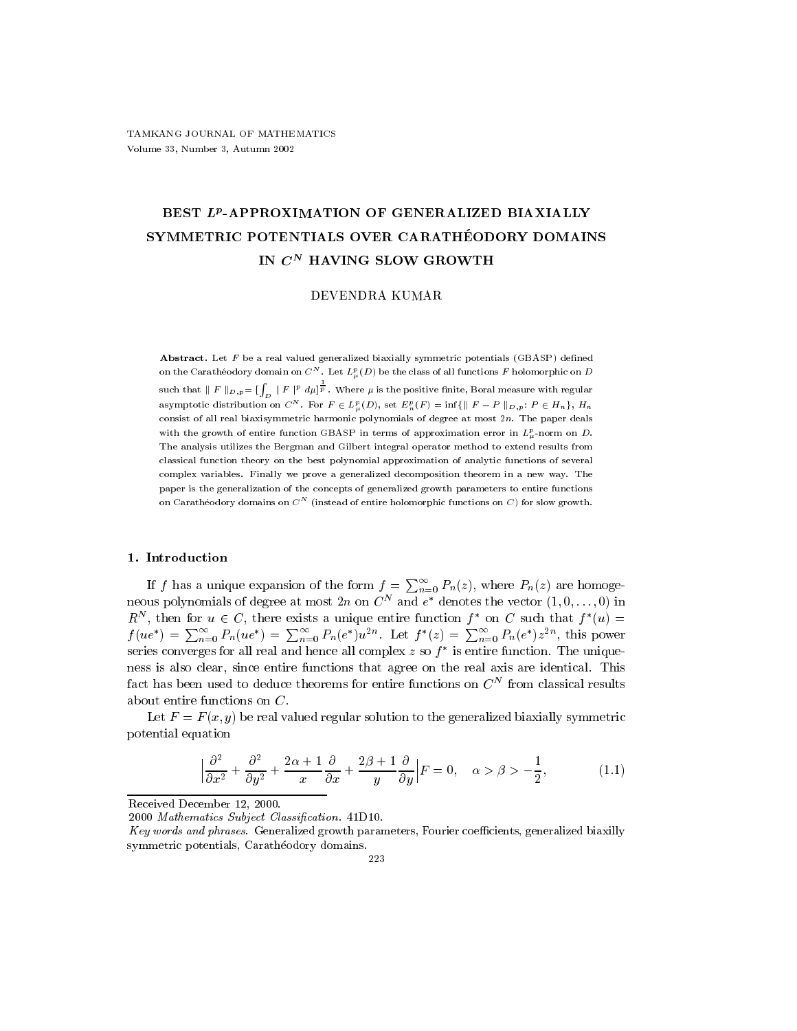# BEST $L^p$-APPROXIMATION OF GENERALIZED BIAXIALLY SYMMETRIC POTENTIALS OVER CARATHÉODORY DOMAINS IN $C^N$ HAVING SLOW GROWTH

DEVENDRA KUMAR

**Abstract.** Let $F$ be a real valued generalized biaxially symmetric potentials (GBASP) defined on the Carathéodory domain on $C^N$. Let $L^p_\mu(D)$ be the class of all functions $F$ holomorphic on $D$ such that $\| F \|_{D,p} = [\int_D | F |^p \, d\mu]^{\frac{1}{p}}$. Where $\mu$ is the positive finite, Boral measure with regular asymptotic distribution on $C^N$. For $F \in L^p_\mu(D)$, set $E^p_n(F) = \inf\{\| F - P \|_{D,p}\colon P \in H_n\}$, $H_n$ consist of all real biaxisymmetric harmonic polynomials of degree at most $2n$. The paper deals with the growth of entire function GBASP in terms of approximation error in $L^p_\mu$-norm on $D$. The analysis utilizes the Bergman and Gilbert integral operator method to extend results from classical function theory on the best polynomial approximation of analytic functions of several complex variables. Finally we prove a generalized decomposition theorem in a new way. The paper is the generalization of the concepts of generalized growth parameters to entire functions on Carathéodory domains on $C^N$ (instead of entire holomorphic functions on $C$) for slow growth.

## 1. Introduction

If $f$ has a unique expansion of the form $f = \sum_{n=0}^{\infty} P_n(z)$, where $P_n(z)$ are homogeneous polynomials of degree at most $2n$ on $C^N$ and $e^*$ denotes the vector $(1, 0, \ldots, 0)$ in $R^N$, then for $u \in C$, there exists a unique entire function $f^*$ on $C$ such that $f^*(u) = f(ue^*) = \sum_{n=0}^{\infty} P_n(ue^*) = \sum_{n=0}^{\infty} P_n(e^*)u^{2n}$. Let $f^*(z) = \sum_{n=0}^{\infty} P_n(e^*)z^{2n}$, this power series converges for all real and hence all complex $z$ so $f^*$ is entire function. The uniqueness is also clear, since entire functions that agree on the real axis are identical. This fact has been used to deduce theorems for entire functions on $C^N$ from classical results about entire functions on $C$.

Let $F = F(x, y)$ be real valued regular solution to the generalized biaxially symmetric potential equation

$$\Big| \frac{\partial^2}{\partial x^2} + \frac{\partial^2}{\partial y^2} + \frac{2\alpha + 1}{x} \frac{\partial}{\partial x} + \frac{2\beta + 1}{y} \frac{\partial}{\partial y} \Big| F = 0, \quad \alpha > \beta > -\frac{1}{2}, \tag{1.1}$$

Received December 12, 2000.

2000 *Mathematics Subject Classification.* 41D10.

*Key words and phrases.* Generalized growth parameters, Fourier coefficients, generalized biaxilly symmetric potentials, Carathéodory domains.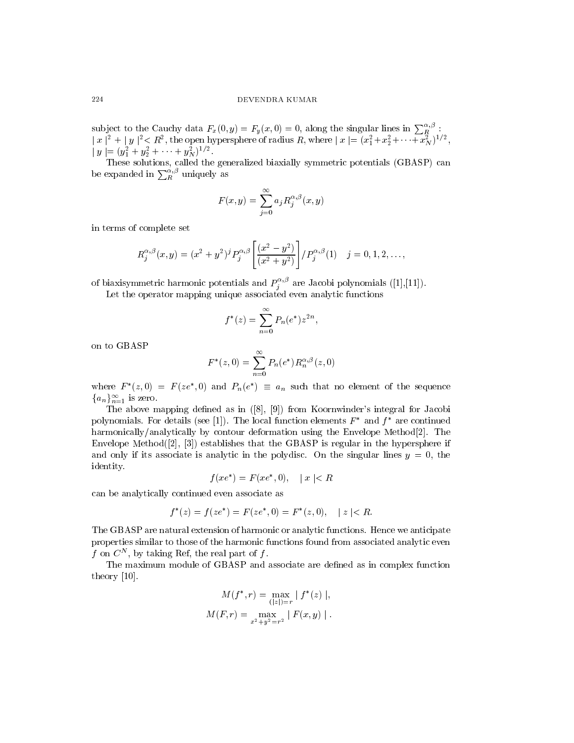subject to the Cauchy data $F_x(0,y) = F_y(x,0) = 0$, along the singular lines in $\sum_R^{\alpha,\beta}$ : $\mid x \mid^2 + \mid y \mid^2 < R^2$, the open hypersphere of radius $R$, where $\mid x \mid = (x_1^2 + x_2^2 + \cdots + x_N^2)^{1/2}$, $\mid y \mid = (y_1^2 + y_2^2 + \cdots + y_N^2)^{1/2}$.

These solutions, called the generalized biaxially symmetric potentials (GBASP) can be expanded in $\sum_R^{\alpha,\beta}$ uniquely as

$$F(x,y) = \sum_{j=0}^{\infty} a_j R_j^{\alpha,\beta}(x,y)$$

in terms of complete set

$$R_j^{\alpha,\beta}(x,y) = (x^2+y^2)^j P_j^{\alpha,\beta}\left[\frac{(x^2-y^2)}{(x^2+y^2)}\right] / P_j^{\alpha,\beta}(1) \quad j = 0,1,2,\ldots,$$

of biaxisymmetric harmonic potentials and $P_j^{\alpha,\beta}$ are Jacobi polynomials ([1],[11]).

Let the operator mapping unique associated even analytic functions

$$f^*(z) = \sum_{n=0}^{\infty} P_n(e^*) z^{2n},$$

on to GBASP

$$F^*(z,0) = \sum_{n=0}^{\infty} P_n(e^*) R_n^{\alpha,\beta}(z,0)$$

where $F^*(z,0) = F(ze^*,0)$ and $P_n(e^*) \equiv a_n$ such that no element of the sequence $\{a_n\}_{n=1}^{\infty}$ is zero.

The above mapping defined as in ([8], [9]) from Koornwinder's integral for Jacobi polynomials. For details (see [1]). The local function elements $F^*$ and $f^*$ are continued harmonically/analytically by contour deformation using the Envelope Method[2]. The Envelope Method([2], [3]) establishes that the GBASP is regular in the hypersphere if and only if its associate is analytic in the polydisc. On the singular lines $y = 0$, the identity.

$$f(xe^*) = F(xe^*,0), \quad \mid x \mid < R$$

can be analytically continued even associate as

$$f^*(z) = f(ze^*) = F(ze^*,0) = F^*(z,0), \quad \mid z \mid < R.$$

The GBASP are natural extension of harmonic or analytic functions. Hence we anticipate properties similar to those of the harmonic functions found from associated analytic even $f$ on $C^N$, by taking Ref, the real part of $f$.

The maximum module of GBASP and associate are defined as in complex function theory [10].

$$M(f^*,r) = \max_{(|z|)=r} \mid f^*(z) \mid,$$

$$M(F,r) = \max_{x^2+y^2=r^2} \mid F(x,y) \mid.$$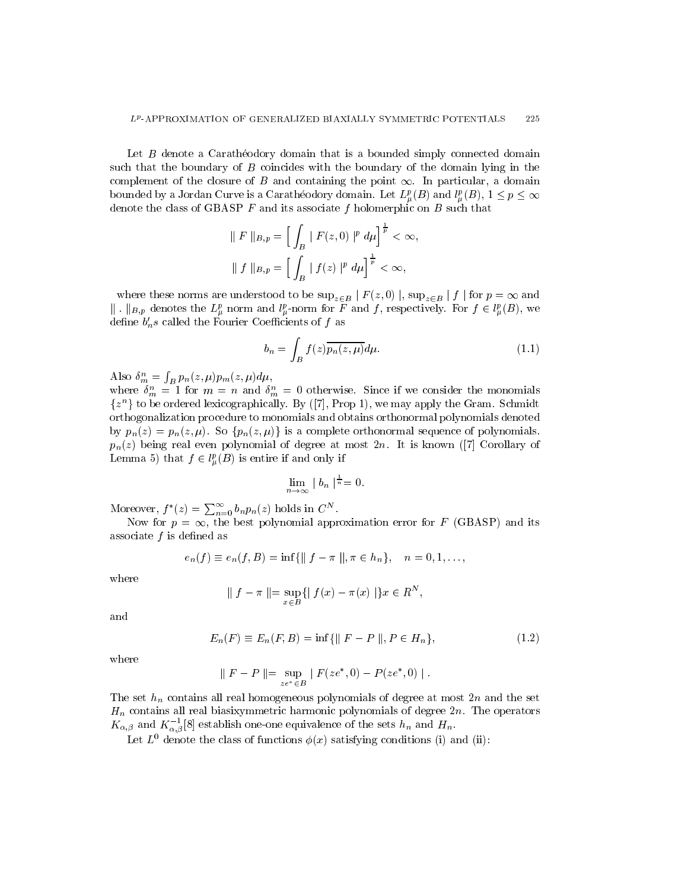Let $B$ denote a Carathéodory domain that is a bounded simply connected domain such that the boundary of $B$ coincides with the boundary of the domain lying in the complement of the closure of $B$ and containing the point $\infty$. In particular, a domain bounded by a Jordan Curve is a Carathéodory domain. Let $L^p_\mu(B)$ and $l^p_\mu(B)$, $1 \le p \le \infty$ denote the class of GBASP $F$ and its associate $f$ holomerphic on $B$ such that

$$\| F \|_{B,p} = \Big[ \int_B | F(z,0) |^p \, d\mu \Big]^{\frac{1}{p}} < \infty,$$

$$\| f \|_{B,p} = \Big[ \int_B | f(z) |^p \, d\mu \Big]^{\frac{1}{p}} < \infty,$$

where these norms are understood to be $\sup_{z\in B} | F(z,0) |$, $\sup_{z \in B} | f |$ for $p = \infty$ and $\| \, . \, \|_{B,p}$ denotes the $L^p_\mu$ norm and $l^p_\mu$-norm for $F$ and $f$, respectively. For $f \in l^p_\mu(B)$, we define $b_n's$ called the Fourier Coefficients of $f$ as

$$b_n = \int_B f(z) \overline{p_n(z,\mu)} d\mu. \tag{1.1}$$

Also $\delta^n_m = \int_B p_n(z,\mu) p_m(z,\mu) d\mu$,
where $\delta^n_m = 1$ for $m = n$ and $\delta^n_m = 0$ otherwise. Since if we consider the monomials $\{z^n\}$ to be ordered lexicographically. By ([7], Prop 1), we may apply the Gram. Schmidt orthogonalization procedure to monomials and obtains orthonormal polynomials denoted by $p_n(z) = p_n(z,\mu)$. So $\{p_n(z,\mu)\}$ is a complete orthonormal sequence of polynomials. $p_n(z)$ being real even polynomial of degree at most $2n$. It is known ([7] Corollary of Lemma 5) that $f \in l^p_\mu(B)$ is entire if and only if

$$\lim_{n\to\infty} | b_n |^{\frac{1}{n}} = 0.$$

Moreover, $f^*(z) = \sum_{n=0}^{\infty} b_n p_n(z)$ holds in $C^N$.

Now for $p = \infty$, the best polynomial approximation error for $F$ (GBASP) and its associate $f$ is defined as

$$e_n(f) \equiv e_n(f,B) = \inf\{\| f - \pi \|, \pi \in h_n\}, \quad n = 0, 1, \ldots,$$

where

$$\| f - \pi \| = \sup_{x \in B} \{| f(x) - \pi(x) |\} x \in R^N,$$

and

$$E_n(F) \equiv E_n(F,B) = \inf\{\| F - P \|, P \in H_n\}, \tag{1.2}$$

where

$$\| F - P \| = \sup_{ze^* \in B} | F(ze^*,0) - P(ze^*,0) | \, .$$

The set $h_n$ contains all real homogeneous polynomials of degree at most $2n$ and the set $H_n$ contains all real biasixymmetric harmonic polynomials of degree $2n$. The operators $K_{\alpha,\beta}$ and $K^{-1}_{\alpha,\beta}$[8] establish one-one equivalence of the sets $h_n$ and $H_n$.

Let $L^0$ denote the class of functions $\phi(x)$ satisfying conditions (i) and (ii):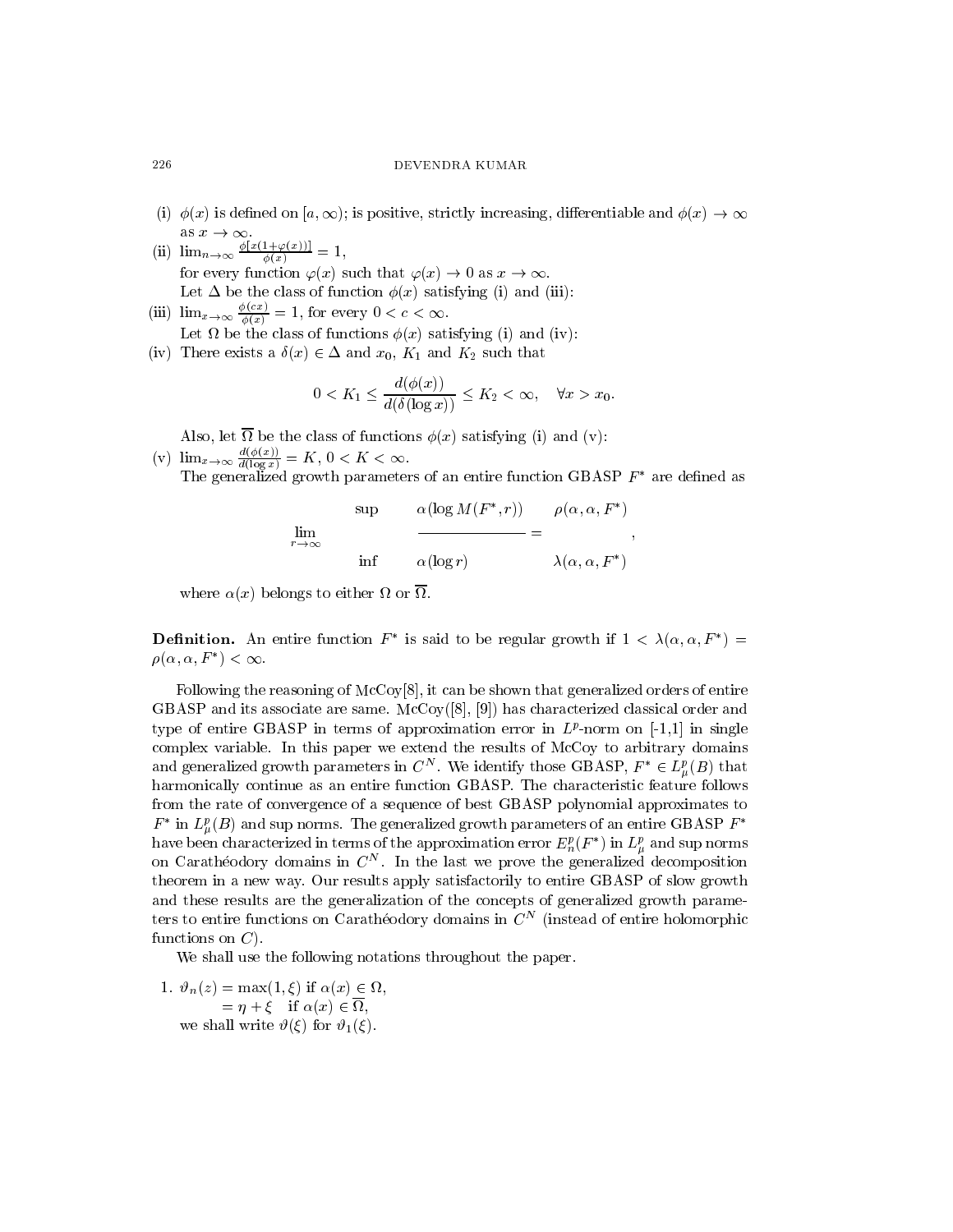(i) $\phi(x)$ is defined on $[a, \infty)$; is positive, strictly increasing, differentiable and $\phi(x) \to \infty$ as $x \to \infty$.

(ii) $\lim_{n\to\infty} \frac{\phi[x(1+\varphi(x))]}{\phi(x)} = 1$,
for every function $\varphi(x)$ such that $\varphi(x) \to 0$ as $x \to \infty$.
Let $\Delta$ be the class of function $\phi(x)$ satisfying (i) and (iii):

(iii) $\lim_{x\to\infty} \frac{\phi(cx)}{\phi(x)} = 1$, for every $0 < c < \infty$.
Let $\Omega$ be the class of functions $\phi(x)$ satisfying (i) and (iv):

(iv) There exists a $\delta(x) \in \Delta$ and $x_0$, $K_1$ and $K_2$ such that

$$0 < K_1 \leq \frac{d(\phi(x))}{d(\delta(\log x))} \leq K_2 < \infty, \quad \forall x > x_0.$$

Also, let $\overline{\Omega}$ be the class of functions $\phi(x)$ satisfying (i) and (v):

(v) $\lim_{x\to\infty} \frac{d(\phi(x))}{d(\log x)} = K$, $0 < K < \infty$.
The generalized growth parameters of an entire function GBASP $F^*$ are defined as

$$\lim_{r\to\infty} \begin{matrix} \sup \\ \inf \end{matrix} \frac{\alpha(\log M(F^*, r))}{\alpha(\log r)} = \begin{matrix} \rho(\alpha, \alpha, F^*) \\ \lambda(\alpha, \alpha, F^*) \end{matrix},$$

where $\alpha(x)$ belongs to either $\Omega$ or $\overline{\Omega}$.

**Definition.** An entire function $F^*$ is said to be regular growth if $1 < \lambda(\alpha, \alpha, F^*) = \rho(\alpha, \alpha, F^*) < \infty$.

Following the reasoning of McCoy[8], it can be shown that generalized orders of entire GBASP and its associate are same. McCoy([8], [9]) has characterized classical order and type of entire GBASP in terms of approximation error in $L^p$-norm on [-1,1] in single complex variable. In this paper we extend the results of McCoy to arbitrary domains and generalized growth parameters in $C^N$. We identify those GBASP, $F^* \in L^p_\mu(B)$ that harmonically continue as an entire function GBASP. The characteristic feature follows from the rate of convergence of a sequence of best GBASP polynomial approximates to $F^*$ in $L^p_\mu(B)$ and sup norms. The generalized growth parameters of an entire GBASP $F^*$ have been characterized in terms of the approximation error $E^p_n(F^*)$ in $L^p_\mu$ and sup norms on Carathéodory domains in $C^N$. In the last we prove the generalized decomposition theorem in a new way. Our results apply satisfactorily to entire GBASP of slow growth and these results are the generalization of the concepts of generalized growth parameters to entire functions on Carathéodory domains in $C^N$ (instead of entire holomorphic functions on $C$).

We shall use the following notations throughout the paper.

1. $\vartheta_n(z) = \max(1, \xi)$ if $\alpha(x) \in \Omega$,
$\quad = \eta + \xi \quad$ if $\alpha(x) \in \overline{\Omega}$,
we shall write $\vartheta(\xi)$ for $\vartheta_1(\xi)$.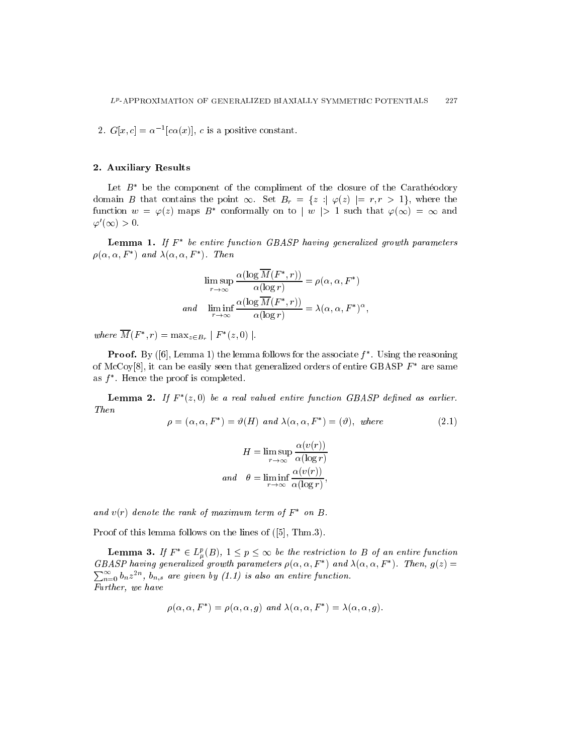2. $G[x,c] = \alpha^{-1}[c\alpha(x)]$, $c$ is a positive constant.

## 2. Auxiliary Results

Let $B^*$ be the component of the compliment of the closure of the Carathéodory domain $B$ that contains the point $\infty$. Set $B_r = \{z : \mid \varphi(z) \mid = r, r > 1\}$, where the function $w = \varphi(z)$ maps $B^*$ conformally on to $\mid w \mid > 1$ such that $\varphi(\infty) = \infty$ and $\varphi'(\infty) > 0$.

**Lemma 1.** *If $F^*$ be entire function GBASP having generalized growth parameters $\rho(\alpha, \alpha, F^*)$ and $\lambda(\alpha, \alpha, F^*)$. Then*

$$\limsup_{r\to\infty} \frac{\alpha(\log \overline{M}(F^*, r))}{\alpha(\log r)} = \rho(\alpha, \alpha, F^*)$$

$$\text{and} \quad \liminf_{r\to\infty} \frac{\alpha(\log \overline{M}(F^*, r))}{\alpha(\log r)} = \lambda(\alpha, \alpha, F^*)^{\alpha},$$

*where $\overline{M}(F^*, r) = \max_{z\in B_r} \mid F^*(z, 0) \mid$.*

**Proof.** By ([6], Lemma 1) the lemma follows for the associate $f^*$. Using the reasoning of McCoy[8], it can be easily seen that generalized orders of entire GBASP $F^*$ are same as $f^*$. Hence the proof is completed.

**Lemma 2.** *If $F^*(z, 0)$ be a real valued entire function GBASP defined as earlier. Then*

$$\rho = (\alpha, \alpha, F^*) = \vartheta(H) \text{ and } \lambda(\alpha, \alpha, F^*) = (\vartheta), \text{ where} \tag{2.1}$$

$$H = \limsup_{r\to\infty} \frac{\alpha(v(r))}{\alpha(\log r)}$$

$$\text{and} \quad \theta = \liminf_{r\to\infty} \frac{\alpha(v(r))}{\alpha(\log r)},$$

*and $v(r)$ denote the rank of maximum term of $F^*$ on $B$.*

Proof of this lemma follows on the lines of ([5], Thm.3).

**Lemma 3.** *If $F^* \in L^p_\mu(B)$, $1 \le p \le \infty$ be the restriction to $B$ of an entire function GBASP having generalized growth parameters $\rho(\alpha, \alpha, F^*)$ and $\lambda(\alpha, \alpha, F^*)$. Then, $g(z) = \sum_{n=0}^{\infty} b_n z^{2n}$, $b_{n,s}$ are given by (1.1) is also an entire function.*
*Further, we have*

$$\rho(\alpha, \alpha, F^*) = \rho(\alpha, \alpha, g) \text{ and } \lambda(\alpha, \alpha, F^*) = \lambda(\alpha, \alpha, g).$$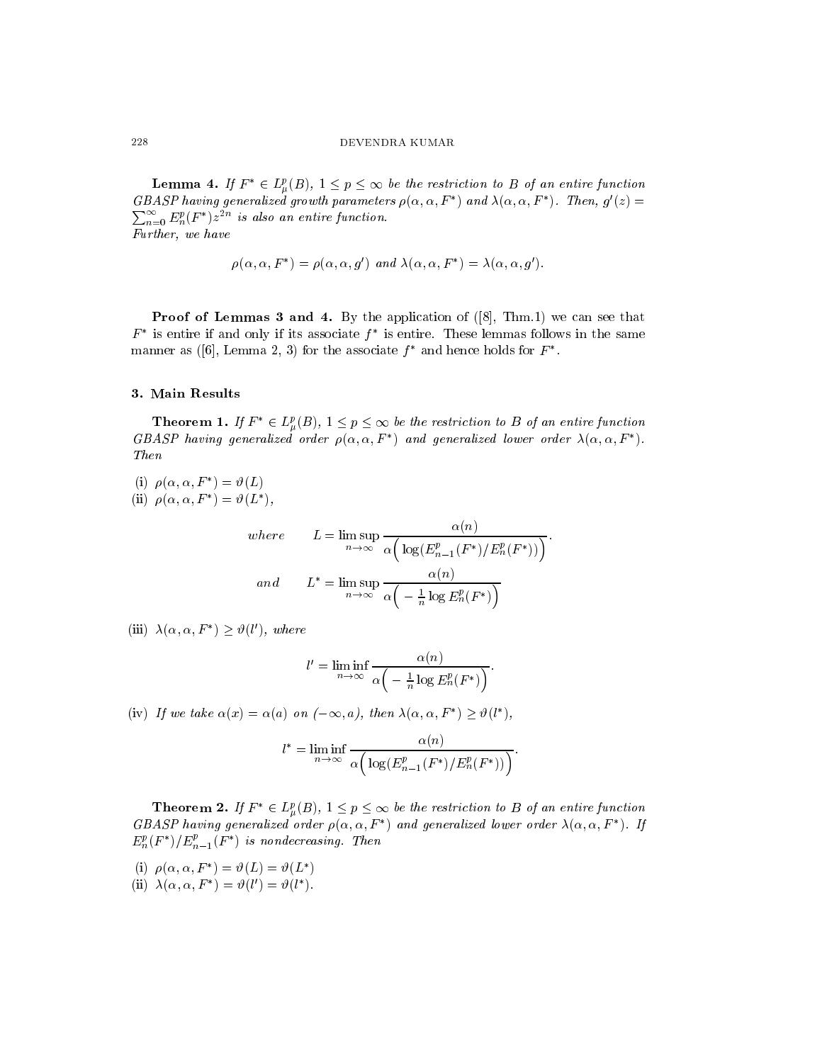**Lemma 4.** *If $F^* \in L^p_\mu(B)$, $1 \leq p \leq \infty$ be the restriction to $B$ of an entire function GBASP having generalized growth parameters $\rho(\alpha, \alpha, F^*)$ and $\lambda(\alpha, \alpha, F^*)$. Then, $g'(z) = \sum_{n=0}^{\infty} E^p_n(F^*) z^{2n}$ is also an entire function.*
*Further, we have*

$$\rho(\alpha, \alpha, F^*) = \rho(\alpha, \alpha, g') \text{ and } \lambda(\alpha, \alpha, F^*) = \lambda(\alpha, \alpha, g').$$

**Proof of Lemmas 3 and 4.** By the application of ([8], Thm.1) we can see that $F^*$ is entire if and only if its associate $f^*$ is entire. These lemmas follows in the same manner as ([6], Lemma 2, 3) for the associate $f^*$ and hence holds for $F^*$.

## 3. Main Results

**Theorem 1.** *If $F^* \in L^p_\mu(B)$, $1 \leq p \leq \infty$ be the restriction to $B$ of an entire function GBASP having generalized order $\rho(\alpha, \alpha, F^*)$ and generalized lower order $\lambda(\alpha, \alpha, F^*)$. Then*

(i) $\rho(\alpha, \alpha, F^*) = \vartheta(L)$

(ii) $\rho(\alpha, \alpha, F^*) = \vartheta(L^*)$,

$$\text{where} \qquad L = \limsup_{n\to\infty} \frac{\alpha(n)}{\alpha\Big(\log(E^p_{n-1}(F^*)/E^p_n(F^*))\Big)}.$$

$$\text{and} \qquad L^* = \limsup_{n\to\infty} \frac{\alpha(n)}{\alpha\Big(-\frac{1}{n}\log E^p_n(F^*)\Big)}$$

(iii) $\lambda(\alpha, \alpha, F^*) \geq \vartheta(l')$, *where*

$$l' = \liminf_{n\to\infty} \frac{\alpha(n)}{\alpha\Big(-\frac{1}{n}\log E^p_n(F^*)\Big)}.$$

(iv) *If we take $\alpha(x) = \alpha(a)$ on $(-\infty, a)$, then $\lambda(\alpha, \alpha, F^*) \geq \vartheta(l^*)$,*

$$l^* = \liminf_{n\to\infty} \frac{\alpha(n)}{\alpha\Big(\log(E^p_{n-1}(F^*)/E^p_n(F^*))\Big)}.$$

**Theorem 2.** *If $F^* \in L^p_\mu(B)$, $1 \leq p \leq \infty$ be the restriction to $B$ of an entire function GBASP having generalized order $\rho(\alpha, \alpha, F^*)$ and generalized lower order $\lambda(\alpha, \alpha, F^*)$. If $E^p_n(F^*)/E^p_{n-1}(F^*)$ is nondecreasing. Then*

(i) $\rho(\alpha, \alpha, F^*) = \vartheta(L) = \vartheta(L^*)$

(ii) $\lambda(\alpha, \alpha, F^*) = \vartheta(l') = \vartheta(l^*)$.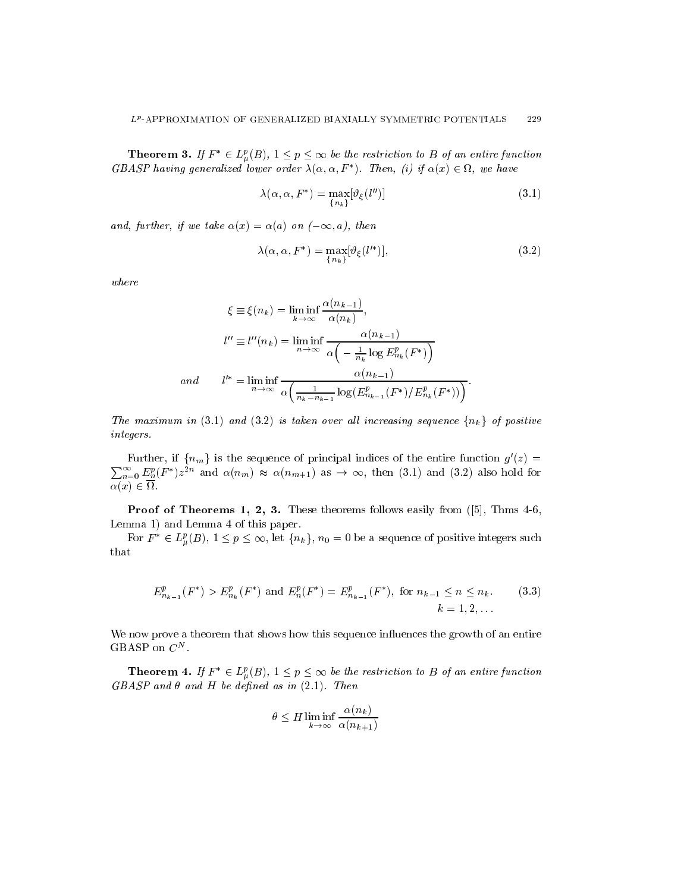**Theorem 3.** *If $F^* \in L^p_\mu(B)$, $1 \leq p \leq \infty$ be the restriction to $B$ of an entire function GBASP having generalized lower order $\lambda(\alpha, \alpha, F^*)$. Then, (i) if $\alpha(x) \in \Omega$, we have*

$$\lambda(\alpha, \alpha, F^*) = \max_{\{n_k\}} [\vartheta_\xi(l'')] \tag{3.1}$$

*and, further, if we take $\alpha(x) = \alpha(a)$ on $(-\infty, a)$, then*

$$\lambda(\alpha, \alpha, F^*) = \max_{\{n_k\}} [\vartheta_\xi(l'^*)], \tag{3.2}$$

*where*

$$\xi \equiv \xi(n_k) = \liminf_{k\to\infty} \frac{\alpha(n_{k-1})}{\alpha(n_k)},$$

$$l'' \equiv l''(n_k) = \liminf_{n\to\infty} \frac{\alpha(n_{k-1})}{\alpha\Big(-\frac{1}{n_k}\log E^p_{n_k}(F^*)\Big)}$$

*and*
$$l'^* = \liminf_{n\to\infty} \frac{\alpha(n_{k-1})}{\alpha\Big(\frac{1}{n_k - n_{k-1}}\log(E^p_{n_{k-1}}(F^*)/E^p_{n_k}(F^*))\Big)}.$$

*The maximum in (3.1) and (3.2) is taken over all increasing sequence $\{n_k\}$ of positive integers.*

Further, if $\{n_m\}$ is the sequence of principal indices of the entire function $g'(z) = \sum_{n=0}^\infty E^p_n(F^*)z^{2n}$ and $\alpha(n_m) \approx \alpha(n_{m+1})$ as $\to \infty$, then (3.1) and (3.2) also hold for $\alpha(x) \in \overline{\Omega}$.

**Proof of Theorems 1, 2, 3.** These theorems follows easily from ([5], Thms 4-6, Lemma 1) and Lemma 4 of this paper.

For $F^* \in L^p_\mu(B)$, $1 \leq p \leq \infty$, let $\{n_k\}$, $n_0 = 0$ be a sequence of positive integers such that

$$E^p_{n_{k-1}}(F^*) > E^p_{n_k}(F^*) \text{ and } E^p_n(F^*) = E^p_{n_{k-1}}(F^*), \text{ for } n_{k-1} \leq n \leq n_k. \qquad k = 1, 2, \ldots \tag{3.3}$$

We now prove a theorem that shows how this sequence influences the growth of an entire GBASP on $C^N$.

**Theorem 4.** *If $F^* \in L^p_\mu(B)$, $1 \leq p \leq \infty$ be the restriction to $B$ of an entire function GBASP and $\theta$ and $H$ be defined as in (2.1). Then*

$$\theta \leq H \liminf_{k\to\infty} \frac{\alpha(n_k)}{\alpha(n_{k+1})}$$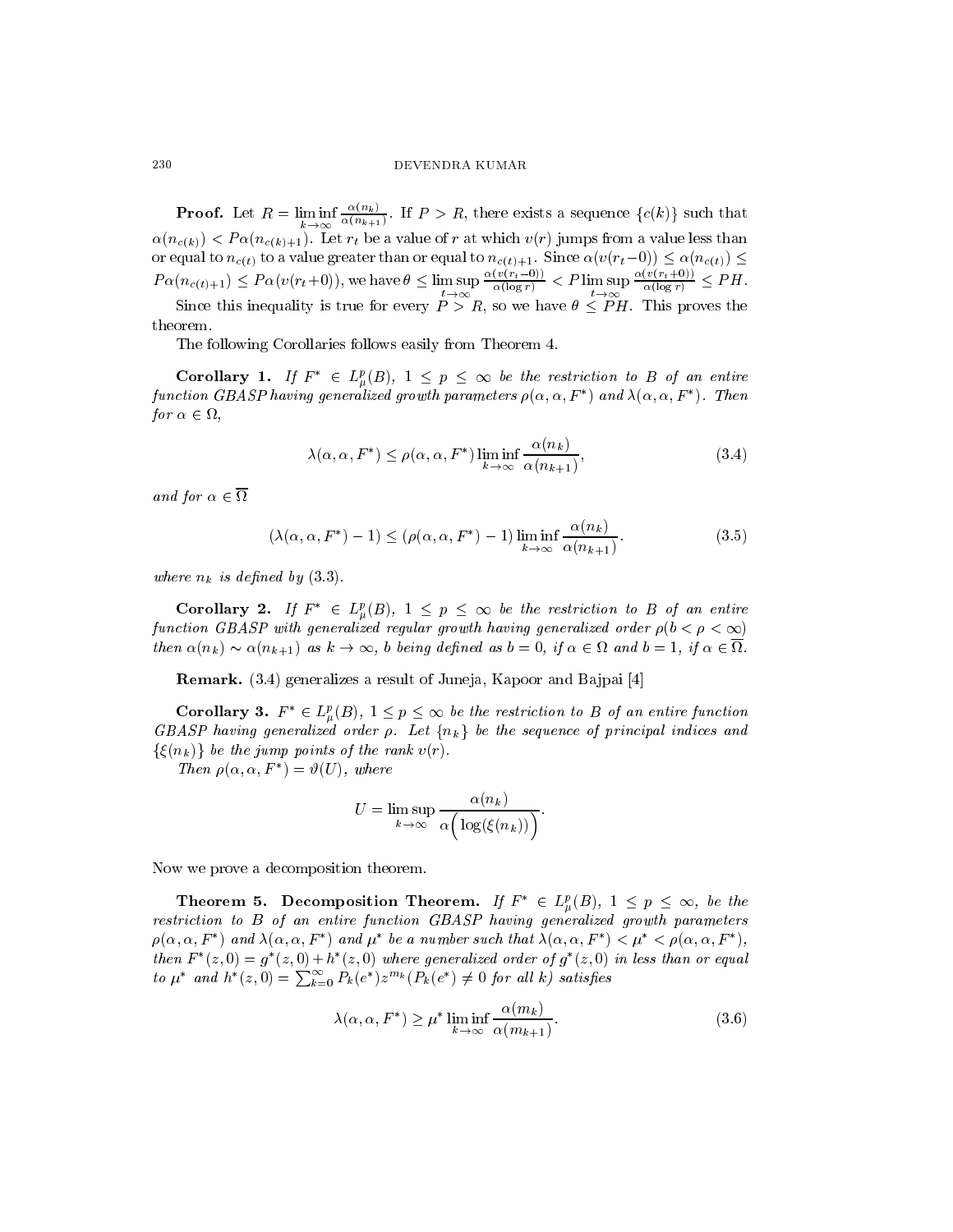**Proof.** Let $R = \liminf_{k\to\infty} \frac{\alpha(n_k)}{\alpha(n_{k+1})}$. If $P > R$, there exists a sequence $\{c(k)\}$ such that $\alpha(n_{c(k)}) < P\alpha(n_{c(k)+1})$. Let $r_t$ be a value of $r$ at which $v(r)$ jumps from a value less than or equal to $n_{c(t)}$ to a value greater than or equal to $n_{c(t)+1}$. Since $\alpha(v(r_t - 0)) \le \alpha(n_{c(t)}) \le P\alpha(n_{c(t)+1}) \le P\alpha(v(r_t + 0))$, we have $\theta \le \limsup_{t\to\infty} \frac{\alpha(v(r_t-0))}{\alpha(\log r)} < P \limsup_{t\to\infty} \frac{\alpha(v(r_t+0))}{\alpha(\log r)} \le PH$.

Since this inequality is true for every $P > R$, so we have $\theta \le PH$. This proves the theorem.

The following Corollaries follows easily from Theorem 4.

**Corollary 1.** *If $F^* \in L^p_\mu(B)$, $1 \le p \le \infty$ be the restriction to $B$ of an entire function GBASP having generalized growth parameters $\rho(\alpha, \alpha, F^*)$ and $\lambda(\alpha, \alpha, F^*)$. Then for $\alpha \in \Omega$,*

$$\lambda(\alpha, \alpha, F^*) \le \rho(\alpha, \alpha, F^*) \liminf_{k\to\infty} \frac{\alpha(n_k)}{\alpha(n_{k+1})}, \tag{3.4}$$

*and for $\alpha \in \overline{\Omega}$*

$$(\lambda(\alpha, \alpha, F^*) - 1) \le (\rho(\alpha, \alpha, F^*) - 1) \liminf_{k\to\infty} \frac{\alpha(n_k)}{\alpha(n_{k+1})}. \tag{3.5}$$

*where $n_k$ is defined by (3.3).*

**Corollary 2.** *If $F^* \in L^p_\mu(B)$, $1 \le p \le \infty$ be the restriction to $B$ of an entire function GBASP with generalized regular growth having generalized order $\rho (b < \rho < \infty)$ then $\alpha(n_k) \sim \alpha(n_{k+1})$ as $k \to \infty$, $b$ being defined as $b = 0$, if $\alpha \in \Omega$ and $b = 1$, if $\alpha \in \overline{\Omega}$.*

**Remark.** (3.4) generalizes a result of Juneja, Kapoor and Bajpai [4]

**Corollary 3.** *$F^* \in L^p_\mu(B)$, $1 \le p \le \infty$ be the restriction to $B$ of an entire function GBASP having generalized order $\rho$. Let $\{n_k\}$ be the sequence of principal indices and $\{\xi(n_k)\}$ be the jump points of the rank $v(r)$.*

*Then $\rho(\alpha, \alpha, F^*) = \vartheta(U)$, where*

$$U = \limsup_{k\to\infty} \frac{\alpha(n_k)}{\alpha\Big(\log(\xi(n_k))\Big)}.$$

Now we prove a decomposition theorem.

**Theorem 5. Decomposition Theorem.** *If $F^* \in L^p_\mu(B)$, $1 \le p \le \infty$, be the restriction to $B$ of an entire function GBASP having generalized growth parameters $\rho(\alpha, \alpha, F^*)$ and $\lambda(\alpha, \alpha, F^*)$ and $\mu^*$ be a number such that $\lambda(\alpha, \alpha, F^*) < \mu^* < \rho(\alpha, \alpha, F^*)$, then $F^*(z, 0) = g^*(z, 0) + h^*(z, 0)$ where generalized order of $g^*(z, 0)$ in less than or equal to $\mu^*$ and $h^*(z, 0) = \sum_{k=0}^{\infty} P_k(e^*) z^{m_k} (P_k(e^*) \neq 0$ for all $k)$ satisfies*

$$\lambda(\alpha, \alpha, F^*) \ge \mu^* \liminf_{k\to\infty} \frac{\alpha(m_k)}{\alpha(m_{k+1})}. \tag{3.6}$$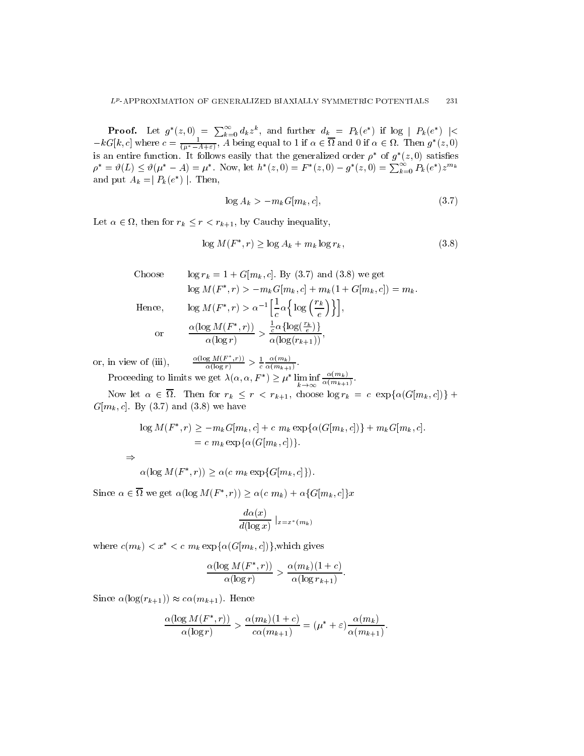**Proof.** Let $g^*(z,0) = \sum_{k=0}^{\infty} d_k z^k$, and further $d_k = P_k(e^*)$ if $\log | P_k(e^*) | < -kG[k,c]$ where $c = \frac{1}{(\mu^* - A + \varepsilon)}$, $A$ being equal to 1 if $\alpha \in \overline{\Omega}$ and 0 if $\alpha \in \Omega$. Then $g^*(z,0)$ is an entire function. It follows easily that the generalized order $\rho^*$ of $g^*(z,0)$ satisfies $\rho^* = \vartheta(L) \leq \vartheta(\mu^* - A) = \mu^*$. Now, let $h^*(z,0) = F^*(z,0) - g^*(z,0) = \sum_{k=0}^{\infty} P_k(e^*) z^{m_k}$ and put $A_k = | P_k(e^*) |$. Then,

$$\log A_k > -m_k G[m_k, c], \tag{3.7}$$

Let $\alpha \in \Omega$, then for $r_k \leq r < r_{k+1}$, by Cauchy inequality,

$$\log M(F^*, r) \geq \log A_k + m_k \log r_k, \tag{3.8}$$

Choose $\log r_k = 1 + G[m_k, c]$. By (3.7) and (3.8) we get

$$\log M(F^*, r) > -m_k G[m_k, c] + m_k(1 + G[m_k, c]) = m_k.$$

Hence,

$$\log M(F^*, r) > \alpha^{-1}\left[\frac{1}{c}\alpha\left\{\log\left(\frac{r_k}{e}\right)\right\}\right],$$

or

$$\frac{\alpha(\log M(F^*, r))}{\alpha(\log r)} > \frac{\frac{1}{c}\alpha\{\log(\frac{r_k}{e})\}}{\alpha(\log(r_{k+1}))},$$

or, in view of (iii), $\frac{\alpha(\log M(F^*,r))}{\alpha(\log r)} > \frac{1}{c}\frac{\alpha(m_k)}{\alpha(m_{k+1})}$.

Proceeding to limits we get $\lambda(\alpha, \alpha, F^*) \geq \mu^* \liminf_{k\to\infty} \frac{\alpha(m_k)}{\alpha(m_{k+1})}$.

Now let $\alpha \in \overline{\Omega}$. Then for $r_k \leq r < r_{k+1}$, choose $\log r_k = c \exp\{\alpha(G[m_k, c])\} + G[m_k, c]$. By (3.7) and (3.8) we have

$$\begin{aligned}\log M(F^*, r) &\geq -m_k G[m_k, c] + c\ m_k \exp\{\alpha(G[m_k, c])\} + m_k G[m_k, c]. \\ &= c\ m_k \exp\{\alpha(G[m_k, c])\}.\end{aligned}$$

$$\Rightarrow$$

$$\alpha(\log M(F^*, r)) \geq \alpha(c\ m_k \exp\{G[m_k, c]\}).$$

Since $\alpha \in \overline{\Omega}$ we get $\alpha(\log M(F^*, r)) \geq \alpha(c\ m_k) + \alpha\{G[m_k, c]\}x$

$$\frac{d\alpha(x)}{d(\log x)} \mid_{x = x^*(m_k)}$$

where $c(m_k) < x^* < c\ m_k \exp\{\alpha(G[m_k, c])\}$,which gives

$$\frac{\alpha(\log M(F^*, r))}{\alpha(\log r)} > \frac{\alpha(m_k)(1 + c)}{\alpha(\log r_{k+1})}.$$

Since $\alpha(\log(r_{k+1})) \approx c\alpha(m_{k+1})$. Hence

$$\frac{\alpha(\log M(F^*, r))}{\alpha(\log r)} > \frac{\alpha(m_k)(1 + c)}{c\alpha(m_{k+1})} = (\mu^* + \varepsilon)\frac{\alpha(m_k)}{\alpha(m_{k+1})}.$$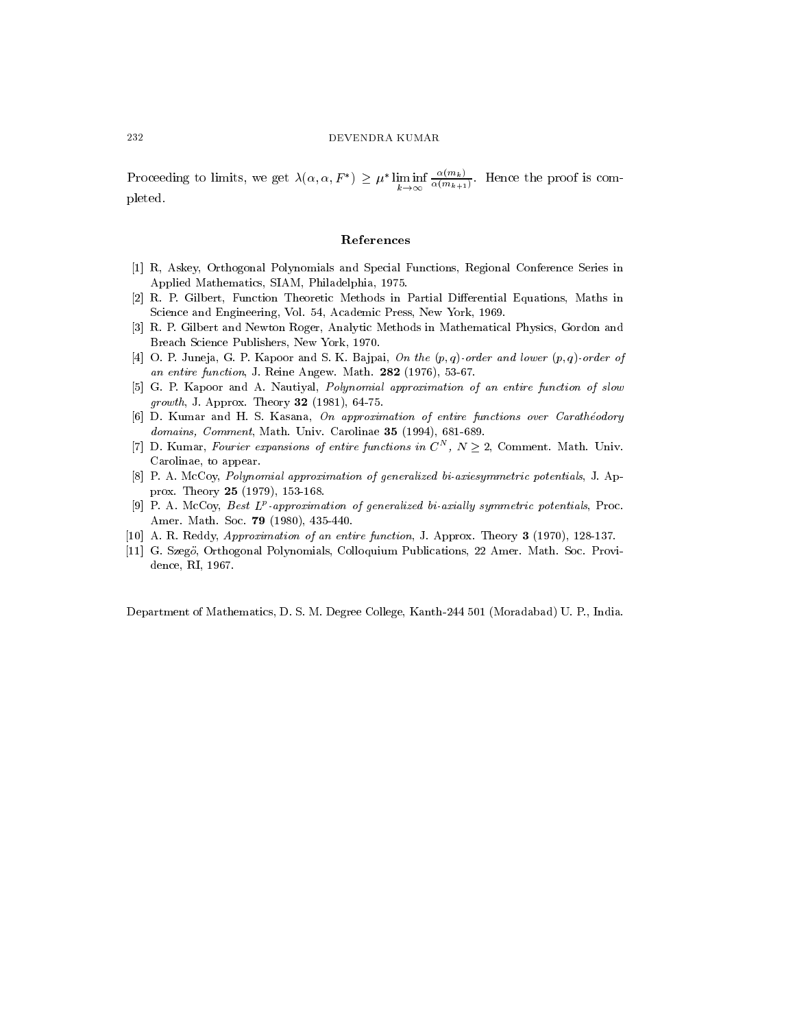Proceeding to limits, we get $\lambda(\alpha, \alpha, F^*) \geq \mu^* \liminf\limits_{k\to\infty} \frac{\alpha(m_k)}{\alpha(m_{k+1})}$. Hence the proof is completed.

## References

[1] R, Askey, Orthogonal Polynomials and Special Functions, Regional Conference Series in Applied Mathematics, SIAM, Philadelphia, 1975.

[2] R. P. Gilbert, Function Theoretic Methods in Partial Differential Equations, Maths in Science and Engineering, Vol. 54, Academic Press, New York, 1969.

[3] R. P. Gilbert and Newton Roger, Analytic Methods in Mathematical Physics, Gordon and Breach Science Publishers, New York, 1970.

[4] O. P. Juneja, G. P. Kapoor and S. K. Bajpai, *On the $(p, q)$-order and lower $(p, q)$-order of an entire function*, J. Reine Angew. Math. **282** (1976), 53-67.

[5] G. P. Kapoor and A. Nautiyal, *Polynomial approximation of an entire function of slow growth*, J. Approx. Theory **32** (1981), 64-75.

[6] D. Kumar and H. S. Kasana, *On approximation of entire functions over Carathéodory domains, Comment*, Math. Univ. Carolinae **35** (1994), 681-689.

[7] D. Kumar, *Fourier expansions of entire functions in $C^N$, $N \geq 2$*, Comment. Math. Univ. Carolinae, to appear.

[8] P. A. McCoy, *Polynomial approximation of generalized bi-axiesymmetric potentials*, J. Approx. Theory **25** (1979), 153-168.

[9] P. A. McCoy, *Best $L^p$-approximation of generalized bi-axially symmetric potentials*, Proc. Amer. Math. Soc. **79** (1980), 435-440.

[10] A. R. Reddy, *Approximation of an entire function*, J. Approx. Theory **3** (1970), 128-137.

[11] G. Szegö, Orthogonal Polynomials, Colloquium Publications, 22 Amer. Math. Soc. Providence, RI, 1967.

Department of Mathematics, D. S. M. Degree College, Kanth-244 501 (Moradabad) U. P., India.